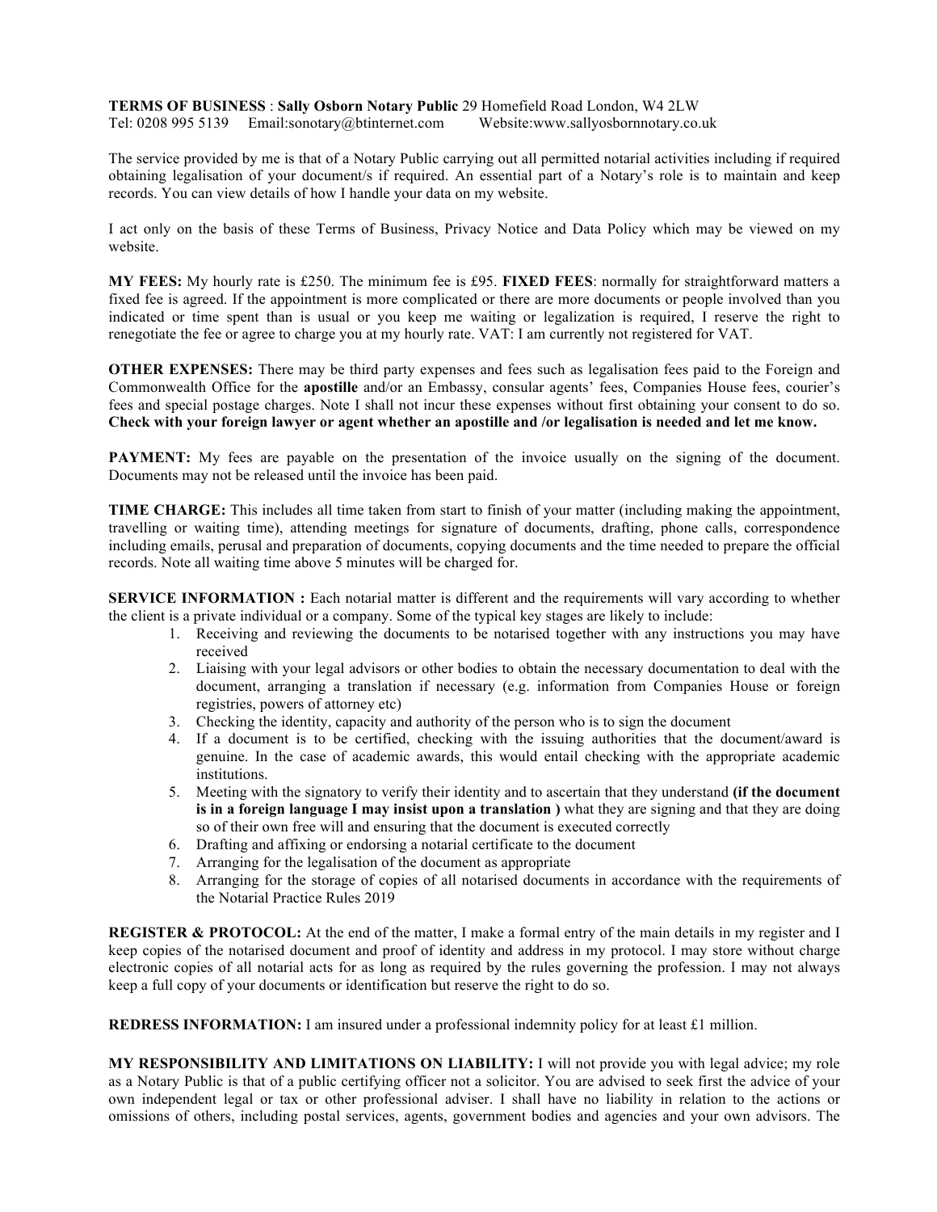**TERMS OF BUSINESS** : **Sally Osborn Notary Public** 29 Homefield Road London, W4 2LW
Tel: 0208 995 5139 Email:sonotary@btinternet.com Website:www.sallyosbornnotary.co.uk

The service provided by me is that of a Notary Public carrying out all permitted notarial activities including if required obtaining legalisation of your document/s if required. An essential part of a Notary's role is to maintain and keep records. You can view details of how I handle your data on my website.

I act only on the basis of these Terms of Business, Privacy Notice and Data Policy which may be viewed on my website.

**MY FEES:** My hourly rate is £250. The minimum fee is £95. **FIXED FEES**: normally for straightforward matters a fixed fee is agreed. If the appointment is more complicated or there are more documents or people involved than you indicated or time spent than is usual or you keep me waiting or legalization is required, I reserve the right to renegotiate the fee or agree to charge you at my hourly rate. VAT: I am currently not registered for VAT.

**OTHER EXPENSES:** There may be third party expenses and fees such as legalisation fees paid to the Foreign and Commonwealth Office for the **apostille** and/or an Embassy, consular agents' fees, Companies House fees, courier's fees and special postage charges. Note I shall not incur these expenses without first obtaining your consent to do so. **Check with your foreign lawyer or agent whether an apostille and /or legalisation is needed and let me know.**

**PAYMENT:** My fees are payable on the presentation of the invoice usually on the signing of the document. Documents may not be released until the invoice has been paid.

**TIME CHARGE:** This includes all time taken from start to finish of your matter (including making the appointment, travelling or waiting time), attending meetings for signature of documents, drafting, phone calls, correspondence including emails, perusal and preparation of documents, copying documents and the time needed to prepare the official records. Note all waiting time above 5 minutes will be charged for.

**SERVICE INFORMATION :** Each notarial matter is different and the requirements will vary according to whether the client is a private individual or a company. Some of the typical key stages are likely to include:

1. Receiving and reviewing the documents to be notarised together with any instructions you may have received
2. Liaising with your legal advisors or other bodies to obtain the necessary documentation to deal with the document, arranging a translation if necessary (e.g. information from Companies House or foreign registries, powers of attorney etc)
3. Checking the identity, capacity and authority of the person who is to sign the document
4. If a document is to be certified, checking with the issuing authorities that the document/award is genuine. In the case of academic awards, this would entail checking with the appropriate academic institutions.
5. Meeting with the signatory to verify their identity and to ascertain that they understand **(if the document is in a foreign language I may insist upon a translation )** what they are signing and that they are doing so of their own free will and ensuring that the document is executed correctly
6. Drafting and affixing or endorsing a notarial certificate to the document
7. Arranging for the legalisation of the document as appropriate
8. Arranging for the storage of copies of all notarised documents in accordance with the requirements of the Notarial Practice Rules 2019

**REGISTER & PROTOCOL:** At the end of the matter, I make a formal entry of the main details in my register and I keep copies of the notarised document and proof of identity and address in my protocol. I may store without charge electronic copies of all notarial acts for as long as required by the rules governing the profession. I may not always keep a full copy of your documents or identification but reserve the right to do so.

**REDRESS INFORMATION:** I am insured under a professional indemnity policy for at least £1 million.

**MY RESPONSIBILITY AND LIMITATIONS ON LIABILITY:** I will not provide you with legal advice; my role as a Notary Public is that of a public certifying officer not a solicitor. You are advised to seek first the advice of your own independent legal or tax or other professional adviser. I shall have no liability in relation to the actions or omissions of others, including postal services, agents, government bodies and agencies and your own advisors. The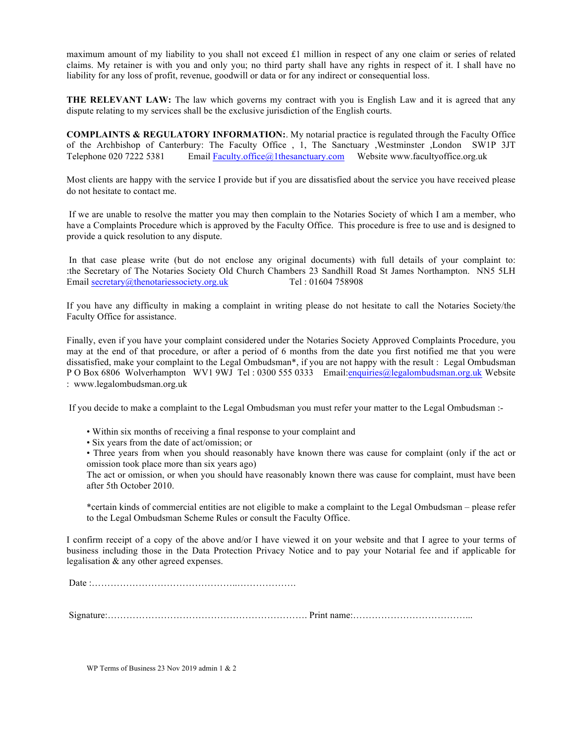maximum amount of my liability to you shall not exceed £1 million in respect of any one claim or series of related claims. My retainer is with you and only you; no third party shall have any rights in respect of it. I shall have no liability for any loss of profit, revenue, goodwill or data or for any indirect or consequential loss.

**THE RELEVANT LAW:** The law which governs my contract with you is English Law and it is agreed that any dispute relating to my services shall be the exclusive jurisdiction of the English courts.

**COMPLAINTS & REGULATORY INFORMATION:**. My notarial practice is regulated through the Faculty Office of the Archbishop of Canterbury: The Faculty Office , 1, The Sanctuary ,Westminster ,London SW1P 3JT Telephone 020 7222 5381 Email Faculty.office@1thesanctuary.com Website www.facultyoffice.org.uk

Most clients are happy with the service I provide but if you are dissatisfied about the service you have received please do not hesitate to contact me.

If we are unable to resolve the matter you may then complain to the Notaries Society of which I am a member, who have a Complaints Procedure which is approved by the Faculty Office. This procedure is free to use and is designed to provide a quick resolution to any dispute.

In that case please write (but do not enclose any original documents) with full details of your complaint to: :the Secretary of The Notaries Society Old Church Chambers 23 Sandhill Road St James Northampton. NN5 5LH Email secretary@thenotariessociety.org.uk Tel : 01604 758908

If you have any difficulty in making a complaint in writing please do not hesitate to call the Notaries Society/the Faculty Office for assistance.

Finally, even if you have your complaint considered under the Notaries Society Approved Complaints Procedure, you may at the end of that procedure, or after a period of 6 months from the date you first notified me that you were dissatisfied, make your complaint to the Legal Ombudsman*, if you are not happy with the result : Legal Ombudsman P O Box 6806 Wolverhampton WV1 9WJ Tel : 0300 555 0333 Email:enquiries@legalombudsman.org.uk Website : www.legalombudsman.org.uk

If you decide to make a complaint to the Legal Ombudsman you must refer your matter to the Legal Ombudsman :-

- Within six months of receiving a final response to your complaint and
- Six years from the date of act/omission; or
- Three years from when you should reasonably have known there was cause for complaint (only if the act or omission took place more than six years ago)

  The act or omission, or when you should have reasonably known there was cause for complaint, must have been after 5th October 2010.

  *certain kinds of commercial entities are not eligible to make a complaint to the Legal Ombudsman – please refer to the Legal Ombudsman Scheme Rules or consult the Faculty Office.

I confirm receipt of a copy of the above and/or I have viewed it on your website and that I agree to your terms of business including those in the Data Protection Privacy Notice and to pay your Notarial fee and if applicable for legalisation & any other agreed expenses.

Date :……………………………………..……………….

Signature:………………………………………………………. Print name:………………………………..

WP Terms of Business 23 Nov 2019 admin 1 & 2